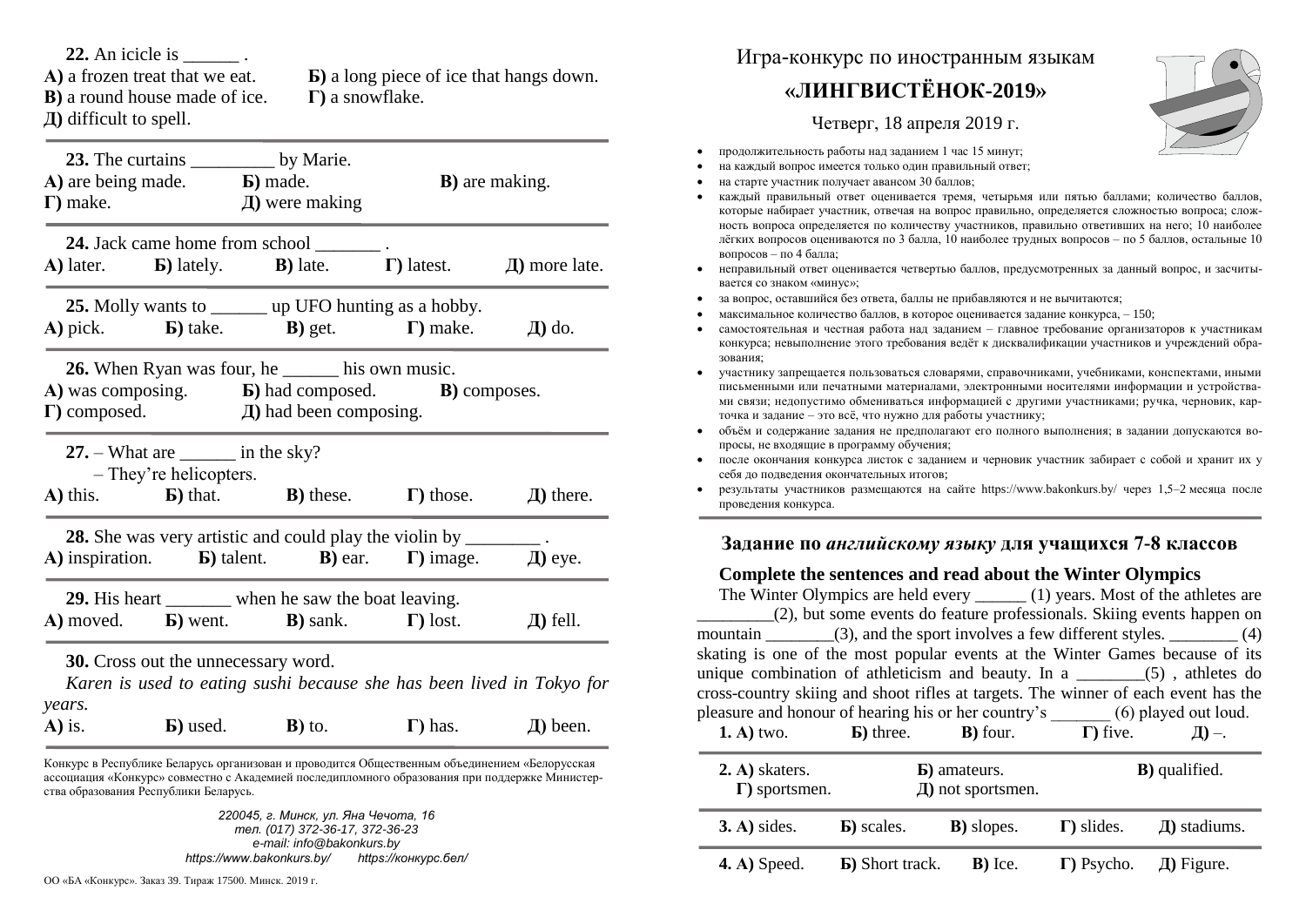**22.** An icicle is ______ .

**А)** a frozen treat that we eat. **Б)** a long piece of ice that hangs down.
**В)** a round house made of ice. **Г)** a snowflake.
**Д)** difficult to spell.

**23.** The curtains _________ by Marie.

**А)** are being made. **Б)** made. **В)** are making.
**Г)** make. **Д)** were making

**24.** Jack came home from school _______ .

**А)** later. **Б)** lately. **В)** late. **Г)** latest. **Д)** more late.

**25.** Molly wants to ______ up UFO hunting as a hobby.

**А)** pick. **Б)** take. **В)** get. **Г)** make. **Д)** do.

**26.** When Ryan was four, he ______ his own music.

**А)** was composing. **Б)** had composed. **В)** composes.
**Г)** composed. **Д)** had been composing.

**27.** – What are ______ in the sky?
– They're helicopters.

**А)** this. **Б)** that. **В)** these. **Г)** those. **Д)** there.

**28.** She was very artistic and could play the violin by ________ .

**А)** inspiration. **Б)** talent. **В)** ear. **Г)** image. **Д)** eye.

**29.** His heart _______ when he saw the boat leaving.

**А)** moved. **Б)** went. **В)** sank. **Г)** lost. **Д)** fell.

**30.** Cross out the unnecessary word.
*Karen is used to eating sushi because she has been lived in Tokyo for years.*

**А)** is. **Б)** used. **В)** to. **Г)** has. **Д)** been.

Конкурс в Республике Беларусь организован и проводится Общественным объединением «Белорусская ассоциация «Конкурс» совместно с Академией последипломного образования при поддержке Министерства образования Республики Беларусь.

*220045, г. Минск, ул. Яна Чечота, 16*
*тел. (017) 372-36-17, 372-36-23*
*e-mail: info@bakonkurs.by*
*https://www.bakonkurs.by/ https://конкурс.бел/*

ОО «БА «Конкурс». Заказ 39. Тираж 17500. Минск. 2019 г.

# Игра-конкурс по иностранным языкам

## «ЛИНГВИСТЁНОК-2019»

Четверг, 18 апреля 2019 г.

- продолжительность работы над заданием 1 час 15 минут;
- на каждый вопрос имеется только один правильный ответ;
- на старте участник получает авансом 30 баллов;
- каждый правильный ответ оценивается тремя, четырьмя или пятью баллами; количество баллов, которые набирает участник, отвечая на вопрос правильно, определяется сложностью вопроса; сложность вопроса определяется по количеству участников, правильно ответивших на него; 10 наиболее лёгких вопросов оцениваются по 3 балла, 10 наиболее трудных вопросов – по 5 баллов, остальные 10 вопросов – по 4 балла;
- неправильный ответ оценивается четвертью баллов, предусмотренных за данный вопрос, и засчитывается со знаком «минус»;
- за вопрос, оставшийся без ответа, баллы не прибавляются и не вычитаются;
- максимальное количество баллов, в которое оценивается задание конкурса, – 150;
- самостоятельная и честная работа над заданием – главное требование организаторов к участникам конкурса; невыполнение этого требования ведёт к дисквалификации участников и учреждений образования;
- участнику запрещается пользоваться словарями, справочниками, учебниками, конспектами, иными письменными или печатными материалами, электронными носителями информации и устройствами связи; недопустимо обмениваться информацией с другими участниками; ручка, черновик, карточка и задание – это всё, что нужно для работы участнику;
- объём и содержание задания не предполагают его полного выполнения; в задании допускаются вопросы, не входящие в программу обучения;
- после окончания конкурса листок с заданием и черновик участник забирает с собой и хранит их у себя до подведения окончательных итогов;
- результаты участников размещаются на сайте https://www.bakonkurs.by/ через 1,5–2 месяца после проведения конкурса.

## Задание по *английскому языку* для учащихся 7-8 классов

### Complete the sentences and read about the Winter Olympics

The Winter Olympics are held every ______ (1) years. Most of the athletes are _________(2), but some events do feature professionals. Skiing events happen on mountain ________(3), and the sport involves a few different styles. ________ (4) skating is one of the most popular events at the Winter Games because of its unique combination of athleticism and beauty. In a ________(5) , athletes do cross-country skiing and shoot rifles at targets. The winner of each event has the pleasure and honour of hearing his or her country's _______ (6) played out loud.

**1. А)** two. **Б)** three. **В)** four. **Г)** five. **Д)** –.

**2. А)** skaters. **Б)** amateurs. **В)** qualified.
**Г)** sportsmen. **Д)** not sportsmen.

**3. А)** sides. **Б)** scales. **В)** slopes. **Г)** slides. **Д)** stadiums.

**4. А)** Speed. **Б)** Short track. **В)** Ice. **Г)** Psycho. **Д)** Figure.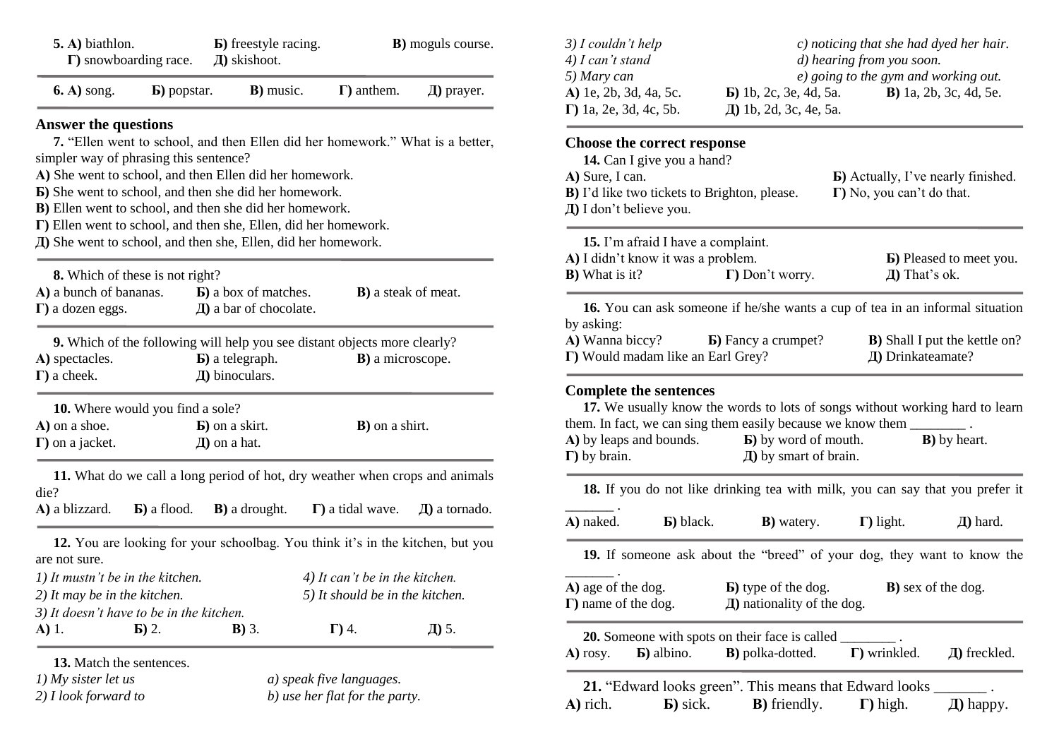**5. А)** biathlon. **Б)** freestyle racing. **В)** moguls course. **Г)** snowboarding race. **Д)** skishoot.

**6. А)** song. **Б)** popstar. **В)** music. **Г)** anthem. **Д)** prayer.

### Answer the questions

**7.** "Ellen went to school, and then Ellen did her homework." What is a better, simpler way of phrasing this sentence?

**А)** She went to school, and then Ellen did her homework.
**Б)** She went to school, and then she did her homework.
**В)** Ellen went to school, and then she did her homework.
**Г)** Ellen went to school, and then she, Ellen, did her homework.
**Д)** She went to school, and then she, Ellen, did her homework.

**8.** Which of these is not right?

**А)** a bunch of bananas. **Б)** a box of matches. **В)** a steak of meat. **Г)** a dozen eggs. **Д)** a bar of chocolate.

**9.** Which of the following will help you see distant objects more clearly?

**А)** spectacles. **Б)** a telegraph. **В)** a microscope. **Г)** a cheek. **Д)** binoculars.

**10.** Where would you find a sole?

**А)** on a shoe. **Б)** on a skirt. **В)** on a shirt. **Г)** on a jacket. **Д)** on a hat.

**11.** What do we call a long period of hot, dry weather when crops and animals die?

**А)** a blizzard. **Б)** a flood. **В)** a drought. **Г)** a tidal wave. **Д)** a tornado.

**12.** You are looking for your schoolbag. You think it's in the kitchen, but you are not sure.

*1) It mustn't be in the kitchen.*
*2) It may be in the kitchen.*
*3) It doesn't have to be in the kitchen.*
*4) It can't be in the kitchen.*
*5) It should be in the kitchen.*

**А)** 1. **Б)** 2. **В)** 3. **Г)** 4. **Д)** 5.

**13.** Match the sentences.

*1) My sister let us* — *a) speak five languages.*
*2) I look forward to* — *b) use her flat for the party.*
*3) I couldn't help* — *c) noticing that she had dyed her hair.*
*4) I can't stand* — *d) hearing from you soon.*
*5) Mary can* — *e) going to the gym and working out.*

**А)** 1e, 2b, 3d, 4a, 5c. **Б)** 1b, 2c, 3e, 4d, 5a. **В)** 1a, 2b, 3c, 4d, 5e. **Г)** 1a, 2e, 3d, 4c, 5b. **Д)** 1b, 2d, 3c, 4e, 5a.

### Choose the correct response

**14.** Can I give you a hand?

**А)** Sure, I can. **Б)** Actually, I've nearly finished. **В)** I'd like two tickets to Brighton, please. **Г)** No, you can't do that. **Д)** I don't believe you.

**15.** I'm afraid I have a complaint.

**А)** I didn't know it was a problem. **Б)** Pleased to meet you. **В)** What is it? **Г)** Don't worry. **Д)** That's ok.

**16.** You can ask someone if he/she wants a cup of tea in an informal situation by asking:

**А)** Wanna biccy? **Б)** Fancy a crumpet? **В)** Shall I put the kettle on? **Г)** Would madam like an Earl Grey? **Д)** Drinkateamate?

### Complete the sentences

**17.** We usually know the words to lots of songs without working hard to learn them. In fact, we can sing them easily because we know them ________ .

**А)** by leaps and bounds. **Б)** by word of mouth. **В)** by heart. **Г)** by brain. **Д)** by smart of brain.

**18.** If you do not like drinking tea with milk, you can say that you prefer it _______ .

**А)** naked. **Б)** black. **В)** watery. **Г)** light. **Д)** hard.

**19.** If someone ask about the "breed" of your dog, they want to know the _______ .

**А)** age of the dog. **Б)** type of the dog. **В)** sex of the dog. **Г)** name of the dog. **Д)** nationality of the dog.

**20.** Someone with spots on their face is called ________ .

**А)** rosy. **Б)** albino. **В)** polka-dotted. **Г)** wrinkled. **Д)** freckled.

**21.** "Edward looks green". This means that Edward looks _______ .

**А)** rich. **Б)** sick. **В)** friendly. **Г)** high. **Д)** happy.